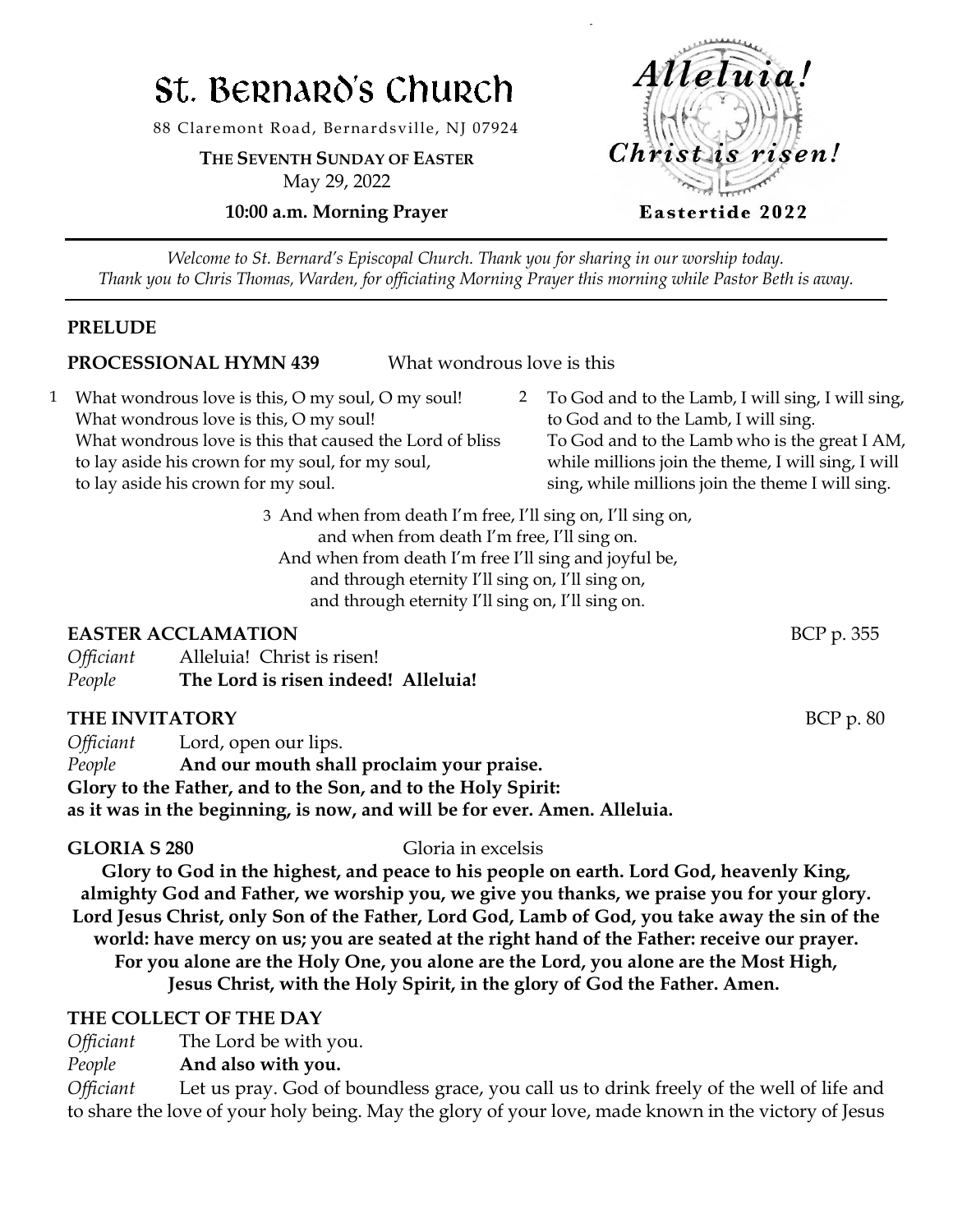# St. Bernard's Church

88 Claremont Road, Bernardsville, NJ 07924

**THE SEVENTH SUNDAY OF EASTER**
May 29, 2022

**10:00 a.m. Morning Prayer**

*Alleluia!*
*Christ is risen!*
**Eastertide 2022**

---

*Welcome to St. Bernard's Episcopal Church. Thank you for sharing in our worship today. Thank you to Chris Thomas, Warden, for officiating Morning Prayer this morning while Pastor Beth is away.*

---

**PRELUDE**

**PROCESSIONAL HYMN 439** What wondrous love is this

1 What wondrous love is this, O my soul, O my soul!
What wondrous love is this, O my soul!
What wondrous love is this that caused the Lord of bliss
to lay aside his crown for my soul, for my soul,
to lay aside his crown for my soul.

2 To God and to the Lamb, I will sing, I will sing,
to God and to the Lamb, I will sing.
To God and to the Lamb who is the great I AM,
while millions join the theme, I will sing, I will
sing, while millions join the theme I will sing.

3 And when from death I'm free, I'll sing on, I'll sing on,
and when from death I'm free, I'll sing on.
And when from death I'm free I'll sing and joyful be,
and through eternity I'll sing on, I'll sing on,
and through eternity I'll sing on, I'll sing on.

**EASTER ACCLAMATION** BCP p. 355

*Officiant* Alleluia! Christ is risen!
*People* **The Lord is risen indeed! Alleluia!**

**THE INVITATORY** BCP p. 80

*Officiant* Lord, open our lips.
*People* **And our mouth shall proclaim your praise.**
**Glory to the Father, and to the Son, and to the Holy Spirit:**
**as it was in the beginning, is now, and will be for ever. Amen. Alleluia.**

**GLORIA S 280** Gloria in excelsis

**Glory to God in the highest, and peace to his people on earth. Lord God, heavenly King, almighty God and Father, we worship you, we give you thanks, we praise you for your glory. Lord Jesus Christ, only Son of the Father, Lord God, Lamb of God, you take away the sin of the world: have mercy on us; you are seated at the right hand of the Father: receive our prayer. For you alone are the Holy One, you alone are the Lord, you alone are the Most High, Jesus Christ, with the Holy Spirit, in the glory of God the Father. Amen.**

**THE COLLECT OF THE DAY**

*Officiant* The Lord be with you.
*People* **And also with you.**
*Officiant* Let us pray. God of boundless grace, you call us to drink freely of the well of life and to share the love of your holy being. May the glory of your love, made known in the victory of Jesus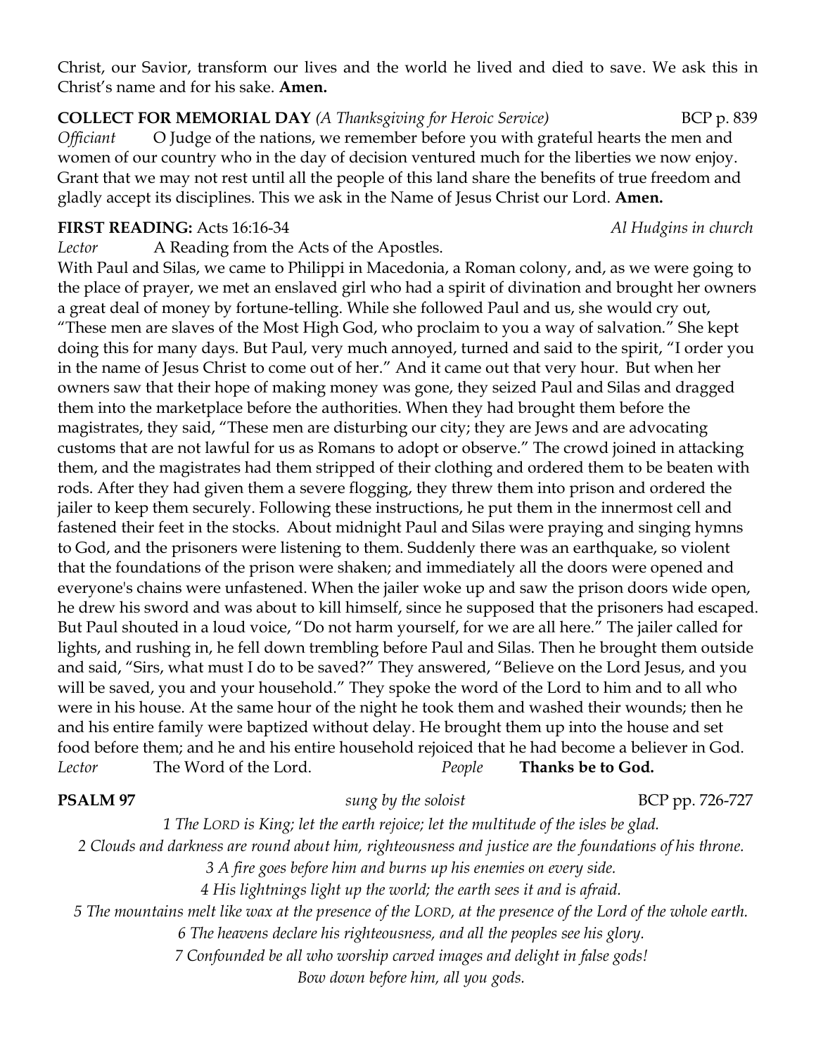Christ, our Savior, transform our lives and the world he lived and died to save. We ask this in Christ's name and for his sake. **Amen.**

**COLLECT FOR MEMORIAL DAY** *(A Thanksgiving for Heroic Service)* BCP p. 839

*Officiant* O Judge of the nations, we remember before you with grateful hearts the men and women of our country who in the day of decision ventured much for the liberties we now enjoy. Grant that we may not rest until all the people of this land share the benefits of true freedom and gladly accept its disciplines. This we ask in the Name of Jesus Christ our Lord. **Amen.**

**FIRST READING:** Acts 16:16-34 *Al Hudgins in church*

*Lector* A Reading from the Acts of the Apostles.

With Paul and Silas, we came to Philippi in Macedonia, a Roman colony, and, as we were going to the place of prayer, we met an enslaved girl who had a spirit of divination and brought her owners a great deal of money by fortune-telling. While she followed Paul and us, she would cry out, "These men are slaves of the Most High God, who proclaim to you a way of salvation." She kept doing this for many days. But Paul, very much annoyed, turned and said to the spirit, "I order you in the name of Jesus Christ to come out of her." And it came out that very hour. But when her owners saw that their hope of making money was gone, they seized Paul and Silas and dragged them into the marketplace before the authorities. When they had brought them before the magistrates, they said, "These men are disturbing our city; they are Jews and are advocating customs that are not lawful for us as Romans to adopt or observe." The crowd joined in attacking them, and the magistrates had them stripped of their clothing and ordered them to be beaten with rods. After they had given them a severe flogging, they threw them into prison and ordered the jailer to keep them securely. Following these instructions, he put them in the innermost cell and fastened their feet in the stocks. About midnight Paul and Silas were praying and singing hymns to God, and the prisoners were listening to them. Suddenly there was an earthquake, so violent that the foundations of the prison were shaken; and immediately all the doors were opened and everyone's chains were unfastened. When the jailer woke up and saw the prison doors wide open, he drew his sword and was about to kill himself, since he supposed that the prisoners had escaped. But Paul shouted in a loud voice, "Do not harm yourself, for we are all here." The jailer called for lights, and rushing in, he fell down trembling before Paul and Silas. Then he brought them outside and said, "Sirs, what must I do to be saved?" They answered, "Believe on the Lord Jesus, and you will be saved, you and your household." They spoke the word of the Lord to him and to all who were in his house. At the same hour of the night he took them and washed their wounds; then he and his entire family were baptized without delay. He brought them up into the house and set food before them; and he and his entire household rejoiced that he had become a believer in God.

*Lector* The Word of the Lord. *People* **Thanks be to God.**

**PSALM 97** *sung by the soloist* BCP pp. 726-727

*1 The LORD is King; let the earth rejoice; let the multitude of the isles be glad.*

*2 Clouds and darkness are round about him, righteousness and justice are the foundations of his throne.*

*3 A fire goes before him and burns up his enemies on every side.*

*4 His lightnings light up the world; the earth sees it and is afraid.*

*5 The mountains melt like wax at the presence of the LORD, at the presence of the Lord of the whole earth.*

*6 The heavens declare his righteousness, and all the peoples see his glory.*

*7 Confounded be all who worship carved images and delight in false gods!*
*Bow down before him, all you gods.*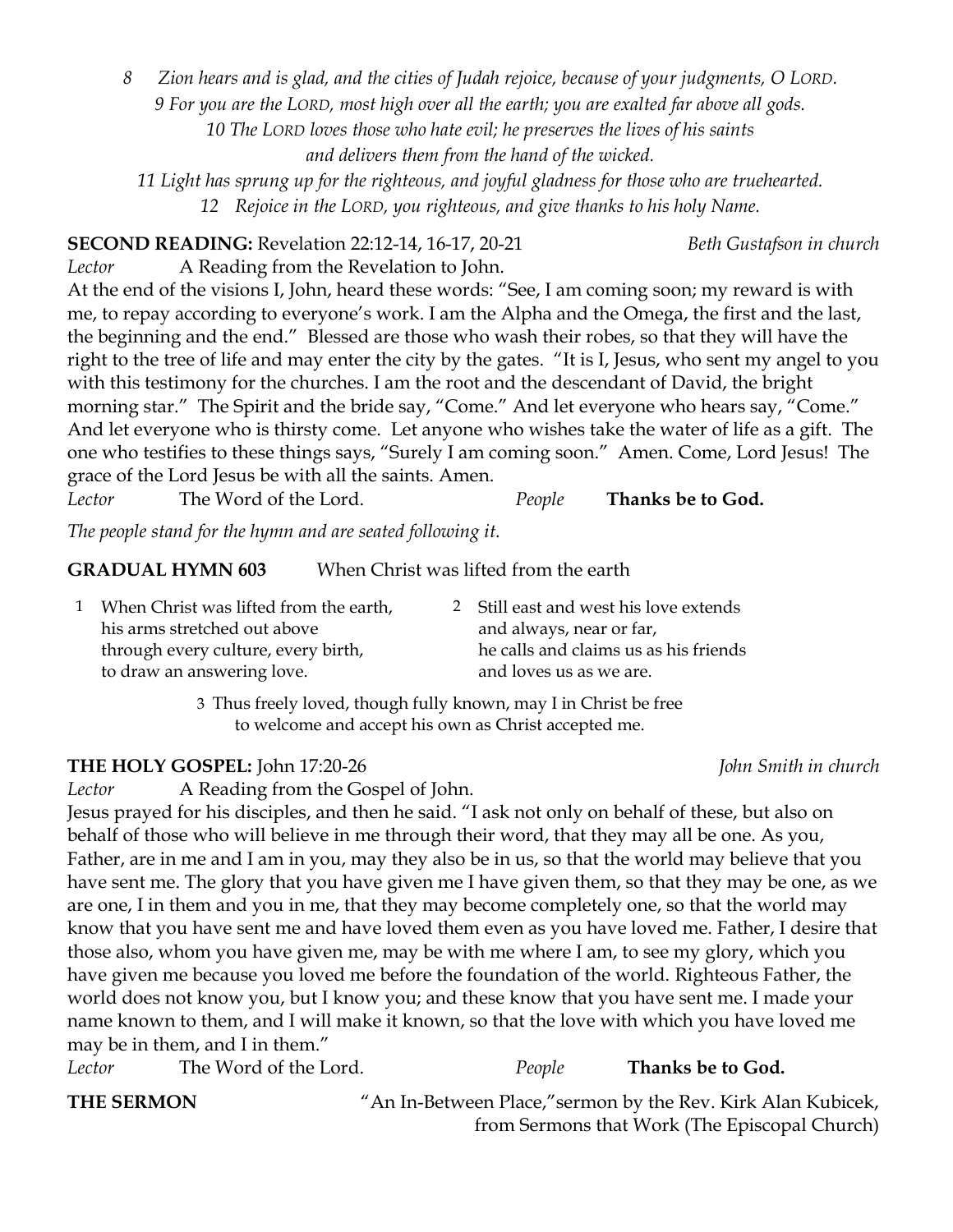*8 Zion hears and is glad, and the cities of Judah rejoice, because of your judgments, O LORD.*
*9 For you are the LORD, most high over all the earth; you are exalted far above all gods.*
*10 The LORD loves those who hate evil; he preserves the lives of his saints and delivers them from the hand of the wicked.*
*11 Light has sprung up for the righteous, and joyful gladness for those who are truehearted.*
*12 Rejoice in the LORD, you righteous, and give thanks to his holy Name.*

**SECOND READING:** Revelation 22:12-14, 16-17, 20-21 *Beth Gustafson in church*

*Lector* A Reading from the Revelation to John.

At the end of the visions I, John, heard these words: "See, I am coming soon; my reward is with me, to repay according to everyone's work. I am the Alpha and the Omega, the first and the last, the beginning and the end." Blessed are those who wash their robes, so that they will have the right to the tree of life and may enter the city by the gates. "It is I, Jesus, who sent my angel to you with this testimony for the churches. I am the root and the descendant of David, the bright morning star." The Spirit and the bride say, "Come." And let everyone who hears say, "Come." And let everyone who is thirsty come. Let anyone who wishes take the water of life as a gift. The one who testifies to these things says, "Surely I am coming soon." Amen. Come, Lord Jesus! The grace of the Lord Jesus be with all the saints. Amen.

*Lector* The Word of the Lord. *People* **Thanks be to God.**

*The people stand for the hymn and are seated following it.*

**GRADUAL HYMN 603** When Christ was lifted from the earth

1 When Christ was lifted from the earth,
his arms stretched out above
through every culture, every birth,
to draw an answering love.

2 Still east and west his love extends
and always, near or far,
he calls and claims us as his friends
and loves us as we are.

3 Thus freely loved, though fully known, may I in Christ be free
to welcome and accept his own as Christ accepted me.

**THE HOLY GOSPEL:** John 17:20-26 *John Smith in church*

*Lector* A Reading from the Gospel of John.

Jesus prayed for his disciples, and then he said. "I ask not only on behalf of these, but also on behalf of those who will believe in me through their word, that they may all be one. As you, Father, are in me and I am in you, may they also be in us, so that the world may believe that you have sent me. The glory that you have given me I have given them, so that they may be one, as we are one, I in them and you in me, that they may become completely one, so that the world may know that you have sent me and have loved them even as you have loved me. Father, I desire that those also, whom you have given me, may be with me where I am, to see my glory, which you have given me because you loved me before the foundation of the world. Righteous Father, the world does not know you, but I know you; and these know that you have sent me. I made your name known to them, and I will make it known, so that the love with which you have loved me may be in them, and I in them."

*Lector* The Word of the Lord. *People* **Thanks be to God.**

**THE SERMON** "An In-Between Place," sermon by the Rev. Kirk Alan Kubicek, from Sermons that Work (The Episcopal Church)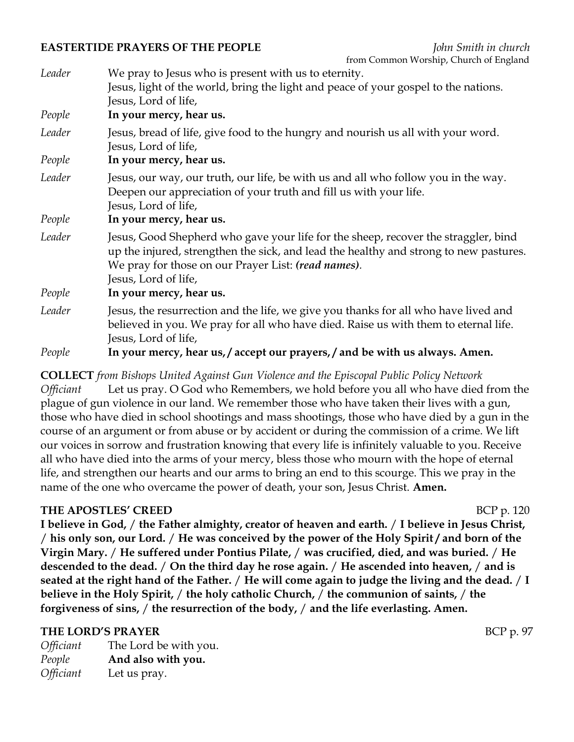**EASTERTIDE PRAYERS OF THE PEOPLE** *John Smith in church*
from Common Worship, Church of England

*Leader* We pray to Jesus who is present with us to eternity.
Jesus, light of the world, bring the light and peace of your gospel to the nations.
Jesus, Lord of life,

*People* **In your mercy, hear us.**

*Leader* Jesus, bread of life, give food to the hungry and nourish us all with your word.
Jesus, Lord of life,

*People* **In your mercy, hear us.**

*Leader* Jesus, our way, our truth, our life, be with us and all who follow you in the way.
Deepen our appreciation of your truth and fill us with your life.
Jesus, Lord of life,

*People* **In your mercy, hear us.**

*Leader* Jesus, Good Shepherd who gave your life for the sheep, recover the straggler, bind up the injured, strengthen the sick, and lead the healthy and strong to new pastures.
We pray for those on our Prayer List: ***(read names)****.*
Jesus, Lord of life,

*People* **In your mercy, hear us.**

*Leader* Jesus, the resurrection and the life, we give you thanks for all who have lived and believed in you. We pray for all who have died. Raise us with them to eternal life.
Jesus, Lord of life,

*People* **In your mercy, hear us, / accept our prayers, / and be with us always. Amen.**

**COLLECT** *from Bishops United Against Gun Violence and the Episcopal Public Policy Network*

*Officiant* Let us pray. O God who Remembers, we hold before you all who have died from the plague of gun violence in our land. We remember those who have taken their lives with a gun, those who have died in school shootings and mass shootings, those who have died by a gun in the course of an argument or from abuse or by accident or during the commission of a crime. We lift our voices in sorrow and frustration knowing that every life is infinitely valuable to you. Receive all who have died into the arms of your mercy, bless those who mourn with the hope of eternal life, and strengthen our hearts and our arms to bring an end to this scourge. This we pray in the name of the one who overcame the power of death, your son, Jesus Christ. **Amen.**

**THE APOSTLES' CREED** BCP p. 120

**I believe in God, / the Father almighty, creator of heaven and earth. / I believe in Jesus Christ, / his only son, our Lord. / He was conceived by the power of the Holy Spirit / and born of the Virgin Mary. / He suffered under Pontius Pilate, / was crucified, died, and was buried. / He descended to the dead. / On the third day he rose again. / He ascended into heaven, / and is seated at the right hand of the Father. / He will come again to judge the living and the dead. / I believe in the Holy Spirit, / the holy catholic Church, / the communion of saints, / the forgiveness of sins, / the resurrection of the body, / and the life everlasting. Amen.**

**THE LORD'S PRAYER** BCP p. 97

*Officiant* The Lord be with you.

*People* **And also with you.**

*Officiant* Let us pray.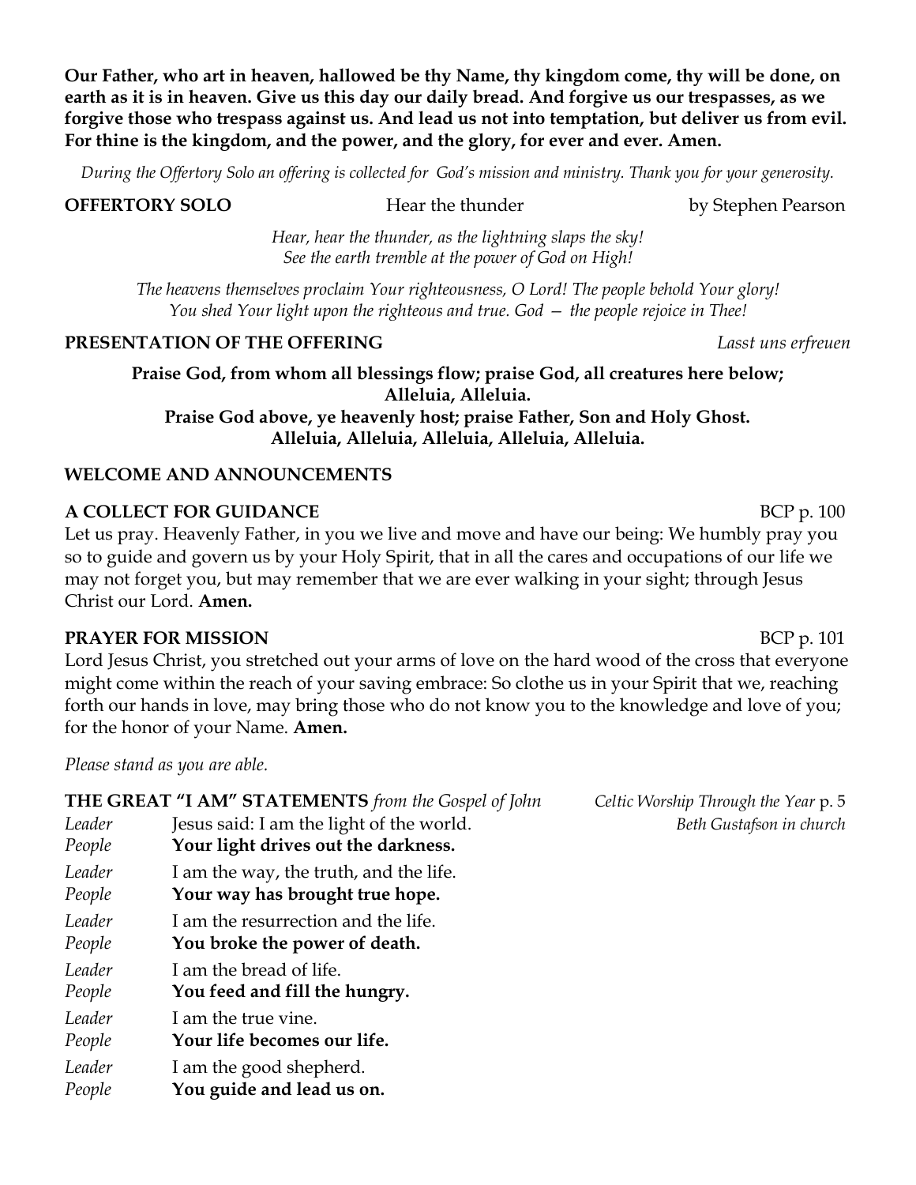**Our Father, who art in heaven, hallowed be thy Name, thy kingdom come, thy will be done, on earth as it is in heaven. Give us this day our daily bread. And forgive us our trespasses, as we forgive those who trespass against us. And lead us not into temptation, but deliver us from evil. For thine is the kingdom, and the power, and the glory, for ever and ever. Amen.**

*During the Offertory Solo an offering is collected for God's mission and ministry. Thank you for your generosity.*

**OFFERTORY SOLO** Hear the thunder by Stephen Pearson

*Hear, hear the thunder, as the lightning slaps the sky!*
*See the earth tremble at the power of God on High!*

*The heavens themselves proclaim Your righteousness, O Lord! The people behold Your glory!*
*You shed Your light upon the righteous and true. God — the people rejoice in Thee!*

**PRESENTATION OF THE OFFERING** *Lasst uns erfreuen*

**Praise God, from whom all blessings flow; praise God, all creatures here below;**
**Alleluia, Alleluia.**
**Praise God above, ye heavenly host; praise Father, Son and Holy Ghost.**
**Alleluia, Alleluia, Alleluia, Alleluia, Alleluia.**

**WELCOME AND ANNOUNCEMENTS**

**A COLLECT FOR GUIDANCE** BCP p. 100

Let us pray. Heavenly Father, in you we live and move and have our being: We humbly pray you so to guide and govern us by your Holy Spirit, that in all the cares and occupations of our life we may not forget you, but may remember that we are ever walking in your sight; through Jesus Christ our Lord. **Amen.**

**PRAYER FOR MISSION** BCP p. 101

Lord Jesus Christ, you stretched out your arms of love on the hard wood of the cross that everyone might come within the reach of your saving embrace: So clothe us in your Spirit that we, reaching forth our hands in love, may bring those who do not know you to the knowledge and love of you; for the honor of your Name. **Amen.**

*Please stand as you are able.*

**THE GREAT "I AM" STATEMENTS** *from the Gospel of John* — *Celtic Worship Through the Year* p. 5, *Beth Gustafson in church*

*Leader* Jesus said: I am the light of the world.
*People* **Your light drives out the darkness.**

*Leader* I am the way, the truth, and the life.
*People* **Your way has brought true hope.**

*Leader* I am the resurrection and the life.
*People* **You broke the power of death.**

*Leader* I am the bread of life.
*People* **You feed and fill the hungry.**

*Leader* I am the true vine.
*People* **Your life becomes our life.**

*Leader* I am the good shepherd.
*People* **You guide and lead us on.**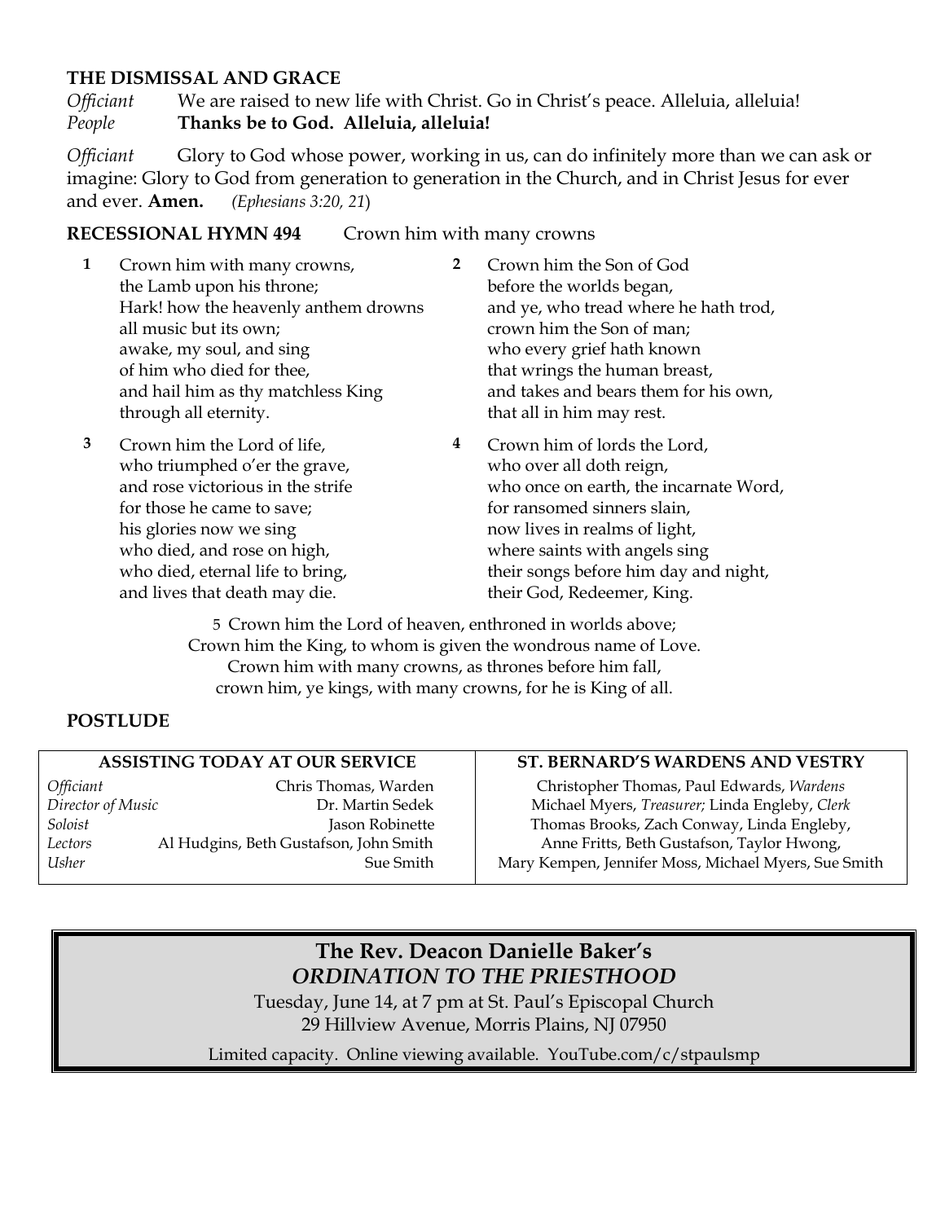**THE DISMISSAL AND GRACE**

*Officiant* We are raised to new life with Christ. Go in Christ's peace. Alleluia, alleluia!
*People* **Thanks be to God. Alleluia, alleluia!**

*Officiant* Glory to God whose power, working in us, can do infinitely more than we can ask or imagine: Glory to God from generation to generation in the Church, and in Christ Jesus for ever and ever. **Amen.** *(Ephesians 3:20, 21)*

**RECESSIONAL HYMN 494** Crown him with many crowns

1 Crown him with many crowns,
the Lamb upon his throne;
Hark! how the heavenly anthem drowns
all music but its own;
awake, my soul, and sing
of him who died for thee,
and hail him as thy matchless King
through all eternity.

2 Crown him the Son of God
before the worlds began,
and ye, who tread where he hath trod,
crown him the Son of man;
who every grief hath known
that wrings the human breast,
and takes and bears them for his own,
that all in him may rest.

3 Crown him the Lord of life,
who triumphed o'er the grave,
and rose victorious in the strife
for those he came to save;
his glories now we sing
who died, and rose on high,
who died, eternal life to bring,
and lives that death may die.

4 Crown him of lords the Lord,
who over all doth reign,
who once on earth, the incarnate Word,
for ransomed sinners slain,
now lives in realms of light,
where saints with angels sing
their songs before him day and night,
their God, Redeemer, King.

5 Crown him the Lord of heaven, enthroned in worlds above;
Crown him the King, to whom is given the wondrous name of Love.
Crown him with many crowns, as thrones before him fall,
crown him, ye kings, with many crowns, for he is King of all.

**POSTLUDE**

**ASSISTING TODAY AT OUR SERVICE**

| | |
|---|---|
| *Officiant* | Chris Thomas, Warden |
| *Director of Music* | Dr. Martin Sedek |
| *Soloist* | Jason Robinette |
| *Lectors* | Al Hudgins, Beth Gustafson, John Smith |
| *Usher* | Sue Smith |

**ST. BERNARD'S WARDENS AND VESTRY**

Christopher Thomas, Paul Edwards, *Wardens*
Michael Myers, *Treasurer;* Linda Engleby, *Clerk*
Thomas Brooks, Zach Conway, Linda Engleby,
Anne Fritts, Beth Gustafson, Taylor Hwong,
Mary Kempen, Jennifer Moss, Michael Myers, Sue Smith

**The Rev. Deacon Danielle Baker's**
***ORDINATION TO THE PRIESTHOOD***

Tuesday, June 14, at 7 pm at St. Paul's Episcopal Church
29 Hillview Avenue, Morris Plains, NJ 07950

Limited capacity. Online viewing available. YouTube.com/c/stpaulsmp